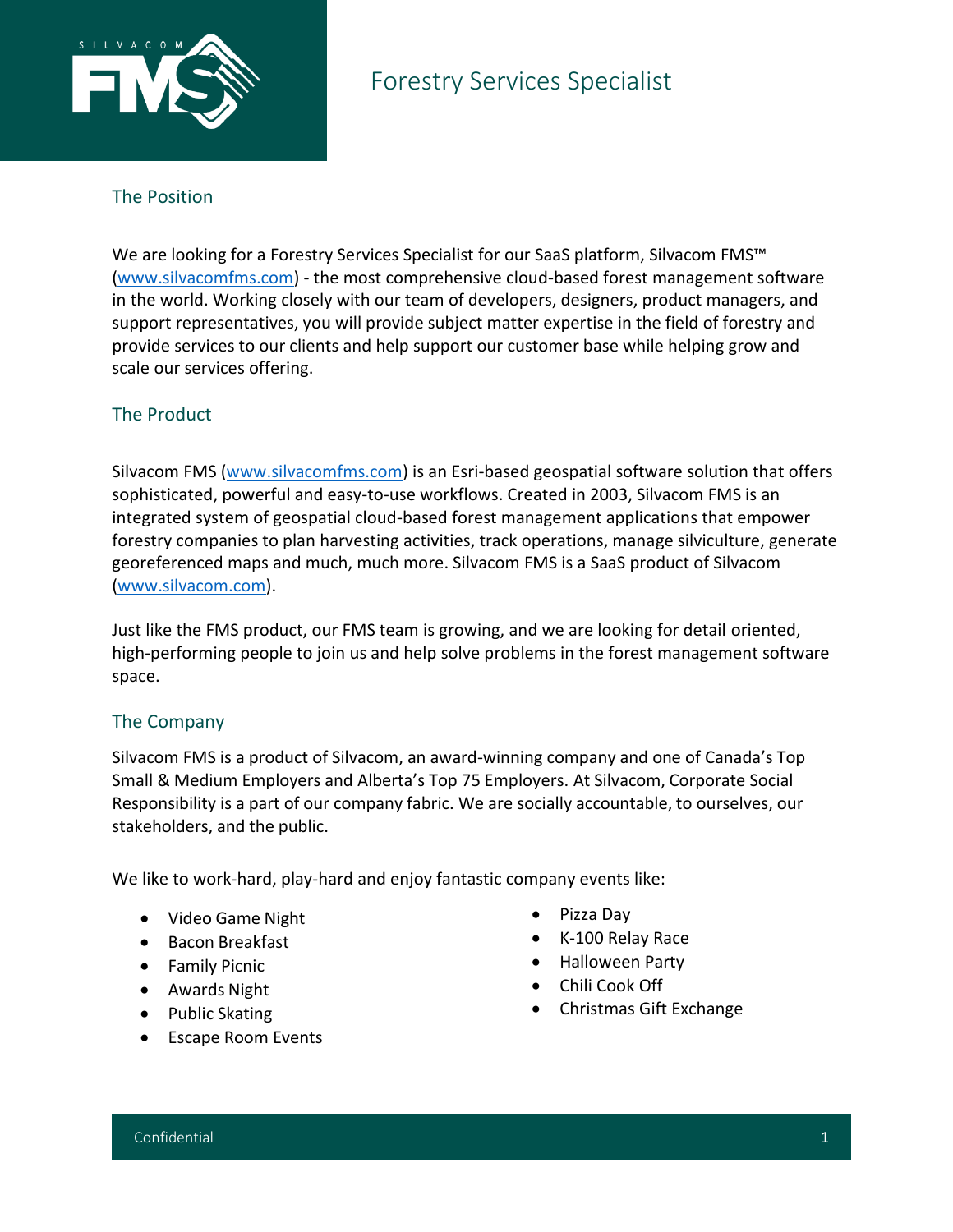# Forestry Services Specialist

## The Position

We are looking for a Forestry Services Specialist for our SaaS platform, Silvacom FMS™ (www.silvacomfms.com) - the most comprehensive cloud-based forest management software in the world. Working closely with our team of developers, designers, product managers, and support representatives, you will provide subject matter expertise in the field of forestry and provide services to our clients and help support our customer base while helping grow and scale our services offering.

## The Product

Silvacom FMS (www.silvacomfms.com) is an Esri-based geospatial software solution that offers sophisticated, powerful and easy-to-use workflows. Created in 2003, Silvacom FMS is an integrated system of geospatial cloud-based forest management applications that empower forestry companies to plan harvesting activities, track operations, manage silviculture, generate georeferenced maps and much, much more. Silvacom FMS is a SaaS product of Silvacom (www.silvacom.com).

Just like the FMS product, our FMS team is growing, and we are looking for detail oriented, high-performing people to join us and help solve problems in the forest management software space.

## The Company

Silvacom FMS is a product of Silvacom, an award-winning company and one of Canada's Top Small & Medium Employers and Alberta's Top 75 Employers. At Silvacom, Corporate Social Responsibility is a part of our company fabric. We are socially accountable, to ourselves, our stakeholders, and the public.

We like to work-hard, play-hard and enjoy fantastic company events like:

- Video Game Night
- Bacon Breakfast
- Family Picnic
- Awards Night
- Public Skating
- Escape Room Events
- Pizza Day
- K-100 Relay Race
- Halloween Party
- Chili Cook Off
- Christmas Gift Exchange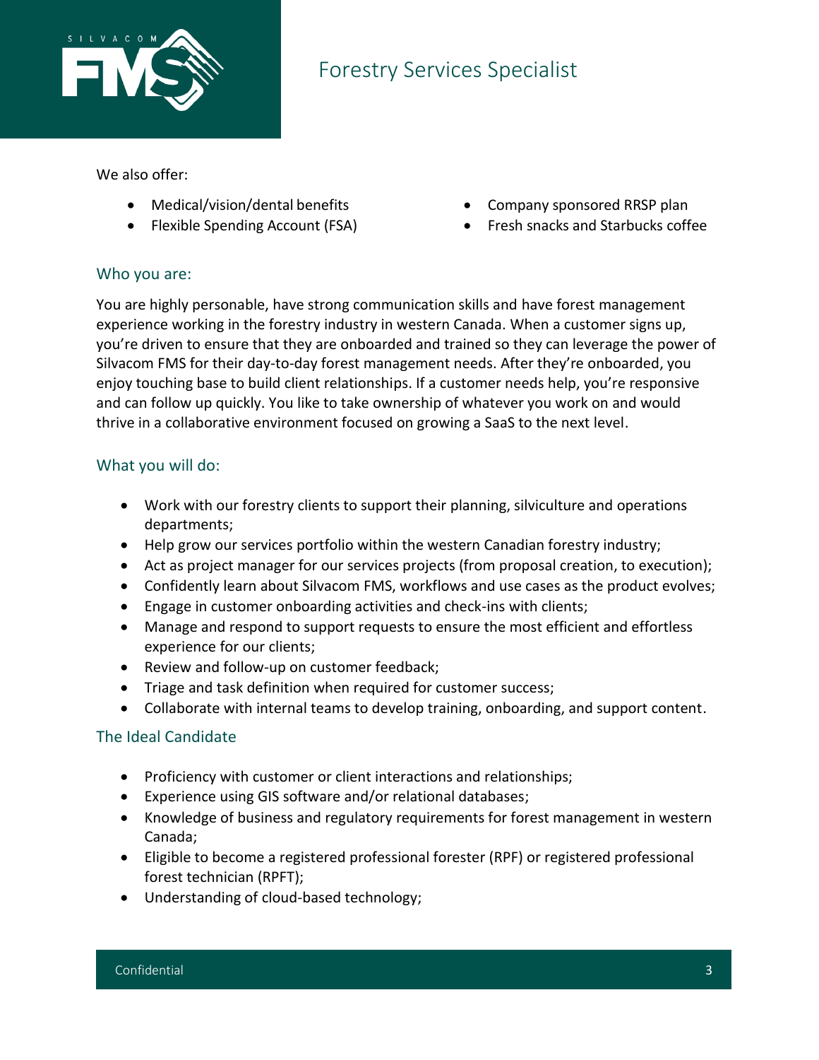We also offer:

- Medical/vision/dental benefits
- Flexible Spending Account (FSA)
- Company sponsored RRSP plan
- Fresh snacks and Starbucks coffee

## Who you are:

You are highly personable, have strong communication skills and have forest management experience working in the forestry industry in western Canada. When a customer signs up, you're driven to ensure that they are onboarded and trained so they can leverage the power of Silvacom FMS for their day-to-day forest management needs. After they're onboarded, you enjoy touching base to build client relationships. If a customer needs help, you're responsive and can follow up quickly. You like to take ownership of whatever you work on and would thrive in a collaborative environment focused on growing a SaaS to the next level.

## What you will do:

- Work with our forestry clients to support their planning, silviculture and operations departments;
- Help grow our services portfolio within the western Canadian forestry industry;
- Act as project manager for our services projects (from proposal creation, to execution);
- Confidently learn about Silvacom FMS, workflows and use cases as the product evolves;
- Engage in customer onboarding activities and check-ins with clients;
- Manage and respond to support requests to ensure the most efficient and effortless experience for our clients;
- Review and follow-up on customer feedback;
- Triage and task definition when required for customer success;
- Collaborate with internal teams to develop training, onboarding, and support content.

## The Ideal Candidate

- Proficiency with customer or client interactions and relationships;
- Experience using GIS software and/or relational databases;
- Knowledge of business and regulatory requirements for forest management in western Canada;
- Eligible to become a registered professional forester (RPF) or registered professional forest technician (RPFT);
- Understanding of cloud-based technology;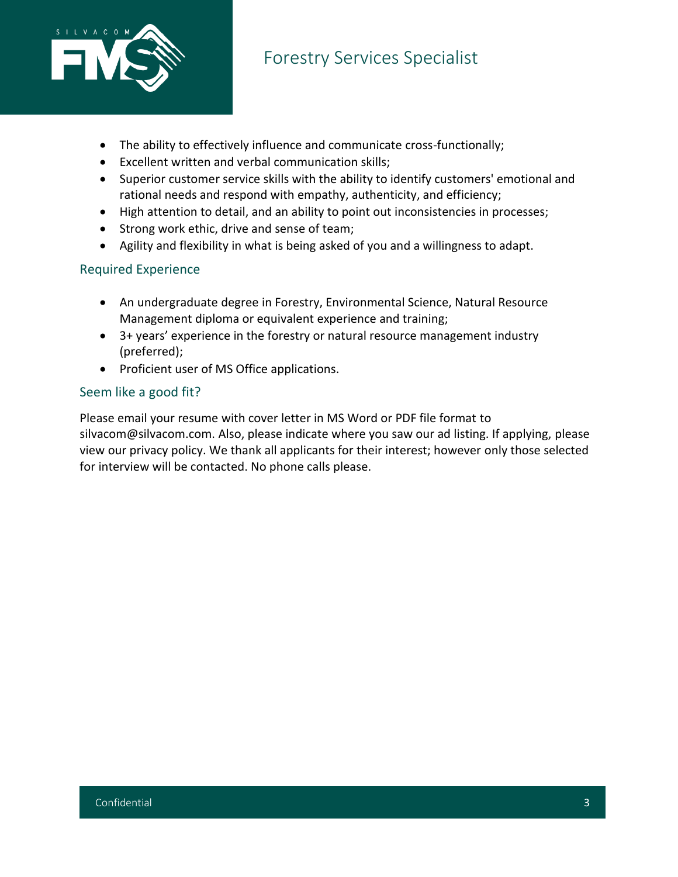- The ability to effectively influence and communicate cross-functionally;
- Excellent written and verbal communication skills;
- Superior customer service skills with the ability to identify customers' emotional and rational needs and respond with empathy, authenticity, and efficiency;
- High attention to detail, and an ability to point out inconsistencies in processes;
- Strong work ethic, drive and sense of team;
- Agility and flexibility in what is being asked of you and a willingness to adapt.

## Required Experience

- An undergraduate degree in Forestry, Environmental Science, Natural Resource Management diploma or equivalent experience and training;
- 3+ years' experience in the forestry or natural resource management industry (preferred);
- Proficient user of MS Office applications.

## Seem like a good fit?

Please email your resume with cover letter in MS Word or PDF file format to silvacom@silvacom.com. Also, please indicate where you saw our ad listing. If applying, please view our privacy policy. We thank all applicants for their interest; however only those selected for interview will be contacted. No phone calls please.